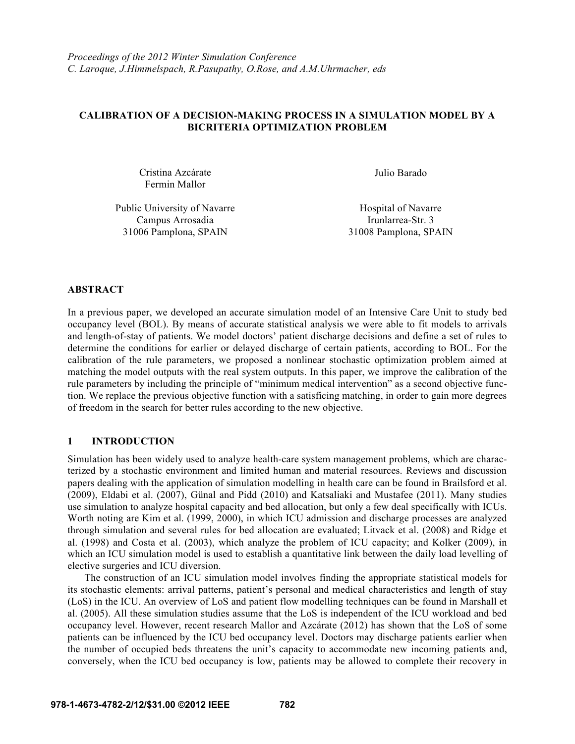*Proceedings of the 2012 Winter Simulation Conference*
*C. Laroque, J.Himmelspach, R.Pasupathy, O.Rose, and A.M.Uhrmacher, eds*

# CALIBRATION OF A DECISION-MAKING PROCESS IN A SIMULATION MODEL BY A BICRITERIA OPTIMIZATION PROBLEM

Cristina Azcárate
Fermin Mallor

Public University of Navarre
Campus Arrosadia
31006 Pamplona, SPAIN

Julio Barado

Hospital of Navarre
Irunlarrea-Str. 3
31008 Pamplona, SPAIN

## ABSTRACT

In a previous paper, we developed an accurate simulation model of an Intensive Care Unit to study bed occupancy level (BOL). By means of accurate statistical analysis we were able to fit models to arrivals and length-of-stay of patients. We model doctors' patient discharge decisions and define a set of rules to determine the conditions for earlier or delayed discharge of certain patients, according to BOL. For the calibration of the rule parameters, we proposed a nonlinear stochastic optimization problem aimed at matching the model outputs with the real system outputs. In this paper, we improve the calibration of the rule parameters by including the principle of "minimum medical intervention" as a second objective function. We replace the previous objective function with a satisficing matching, in order to gain more degrees of freedom in the search for better rules according to the new objective.

## 1 INTRODUCTION

Simulation has been widely used to analyze health-care system management problems, which are characterized by a stochastic environment and limited human and material resources. Reviews and discussion papers dealing with the application of simulation modelling in health care can be found in Brailsford et al. (2009), Eldabi et al. (2007), Günal and Pidd (2010) and Katsaliaki and Mustafee (2011). Many studies use simulation to analyze hospital capacity and bed allocation, but only a few deal specifically with ICUs. Worth noting are Kim et al. (1999, 2000), in which ICU admission and discharge processes are analyzed through simulation and several rules for bed allocation are evaluated; Litvack et al. (2008) and Ridge et al. (1998) and Costa et al. (2003), which analyze the problem of ICU capacity; and Kolker (2009), in which an ICU simulation model is used to establish a quantitative link between the daily load levelling of elective surgeries and ICU diversion.

The construction of an ICU simulation model involves finding the appropriate statistical models for its stochastic elements: arrival patterns, patient's personal and medical characteristics and length of stay (LoS) in the ICU. An overview of LoS and patient flow modelling techniques can be found in Marshall et al. (2005). All these simulation studies assume that the LoS is independent of the ICU workload and bed occupancy level. However, recent research Mallor and Azcárate (2012) has shown that the LoS of some patients can be influenced by the ICU bed occupancy level. Doctors may discharge patients earlier when the number of occupied beds threatens the unit's capacity to accommodate new incoming patients and, conversely, when the ICU bed occupancy is low, patients may be allowed to complete their recovery in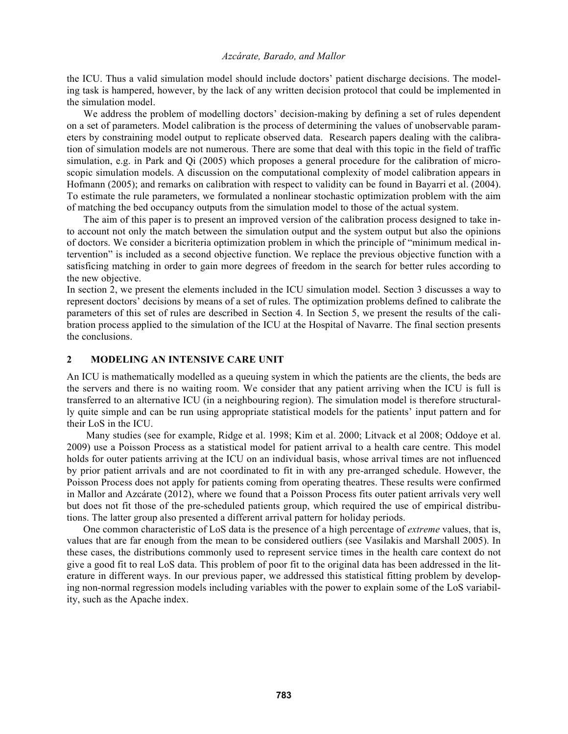the ICU. Thus a valid simulation model should include doctors' patient discharge decisions. The modeling task is hampered, however, by the lack of any written decision protocol that could be implemented in the simulation model.

We address the problem of modelling doctors' decision-making by defining a set of rules dependent on a set of parameters. Model calibration is the process of determining the values of unobservable parameters by constraining model output to replicate observed data. Research papers dealing with the calibration of simulation models are not numerous. There are some that deal with this topic in the field of traffic simulation, e.g. in Park and Qi (2005) which proposes a general procedure for the calibration of microscopic simulation models. A discussion on the computational complexity of model calibration appears in Hofmann (2005); and remarks on calibration with respect to validity can be found in Bayarri et al. (2004). To estimate the rule parameters, we formulated a nonlinear stochastic optimization problem with the aim of matching the bed occupancy outputs from the simulation model to those of the actual system.

The aim of this paper is to present an improved version of the calibration process designed to take into account not only the match between the simulation output and the system output but also the opinions of doctors. We consider a bicriteria optimization problem in which the principle of "minimum medical intervention" is included as a second objective function. We replace the previous objective function with a satisficing matching in order to gain more degrees of freedom in the search for better rules according to the new objective.

In section 2, we present the elements included in the ICU simulation model. Section 3 discusses a way to represent doctors' decisions by means of a set of rules. The optimization problems defined to calibrate the parameters of this set of rules are described in Section 4. In Section 5, we present the results of the calibration process applied to the simulation of the ICU at the Hospital of Navarre. The final section presents the conclusions.

## 2 MODELING AN INTENSIVE CARE UNIT

An ICU is mathematically modelled as a queuing system in which the patients are the clients, the beds are the servers and there is no waiting room. We consider that any patient arriving when the ICU is full is transferred to an alternative ICU (in a neighbouring region). The simulation model is therefore structurally quite simple and can be run using appropriate statistical models for the patients' input pattern and for their LoS in the ICU.

Many studies (see for example, Ridge et al. 1998; Kim et al. 2000; Litvack et al 2008; Oddoye et al. 2009) use a Poisson Process as a statistical model for patient arrival to a health care centre. This model holds for outer patients arriving at the ICU on an individual basis, whose arrival times are not influenced by prior patient arrivals and are not coordinated to fit in with any pre-arranged schedule. However, the Poisson Process does not apply for patients coming from operating theatres. These results were confirmed in Mallor and Azcárate (2012), where we found that a Poisson Process fits outer patient arrivals very well but does not fit those of the pre-scheduled patients group, which required the use of empirical distributions. The latter group also presented a different arrival pattern for holiday periods.

One common characteristic of LoS data is the presence of a high percentage of *extreme* values, that is, values that are far enough from the mean to be considered outliers (see Vasilakis and Marshall 2005). In these cases, the distributions commonly used to represent service times in the health care context do not give a good fit to real LoS data. This problem of poor fit to the original data has been addressed in the literature in different ways. In our previous paper, we addressed this statistical fitting problem by developing non-normal regression models including variables with the power to explain some of the LoS variability, such as the Apache index.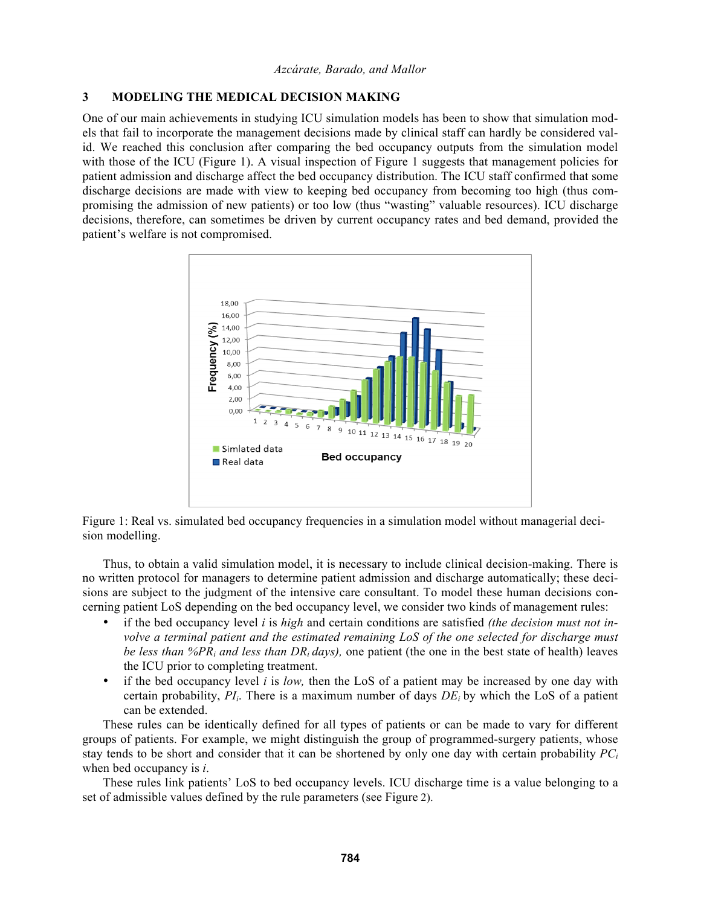## 3 MODELING THE MEDICAL DECISION MAKING

One of our main achievements in studying ICU simulation models has been to show that simulation models that fail to incorporate the management decisions made by clinical staff can hardly be considered valid. We reached this conclusion after comparing the bed occupancy outputs from the simulation model with those of the ICU (Figure 1). A visual inspection of Figure 1 suggests that management policies for patient admission and discharge affect the bed occupancy distribution. The ICU staff confirmed that some discharge decisions are made with view to keeping bed occupancy from becoming too high (thus compromising the admission of new patients) or too low (thus "wasting" valuable resources). ICU discharge decisions, therefore, can sometimes be driven by current occupancy rates and bed demand, provided the patient's welfare is not compromised.

Frequency (%)

18,00
16,00
14,00
12,00
10,00
8,00
6,00
4,00
2,00
0,00

1 2 3 4 5 6 7 8 9 10 11 12 13 14 15 16 17 18 19 20

Bed occupancy

Simlated data

Real data

Figure 1: Real vs. simulated bed occupancy frequencies in a simulation model without managerial decision modelling.

Thus, to obtain a valid simulation model, it is necessary to include clinical decision-making. There is no written protocol for managers to determine patient admission and discharge automatically; these decisions are subject to the judgment of the intensive care consultant. To model these human decisions concerning patient LoS depending on the bed occupancy level, we consider two kinds of management rules:

- if the bed occupancy level $i$ is *high* and certain conditions are satisfied *(the decision must not involve a terminal patient and the estimated remaining LoS of the one selected for discharge must be less than %$PR_i$ and less than $DR_i$ days),* one patient (the one in the best state of health) leaves the ICU prior to completing treatment.
- if the bed occupancy level $i$ is *low,* then the LoS of a patient may be increased by one day with certain probability, $PI_i$. There is a maximum number of days $DE_i$ by which the LoS of a patient can be extended.

These rules can be identically defined for all types of patients or can be made to vary for different groups of patients. For example, we might distinguish the group of programmed-surgery patients, whose stay tends to be short and consider that it can be shortened by only one day with certain probability $PC_i$ when bed occupancy is $i$.

These rules link patients' LoS to bed occupancy levels. ICU discharge time is a value belonging to a set of admissible values defined by the rule parameters (see Figure 2).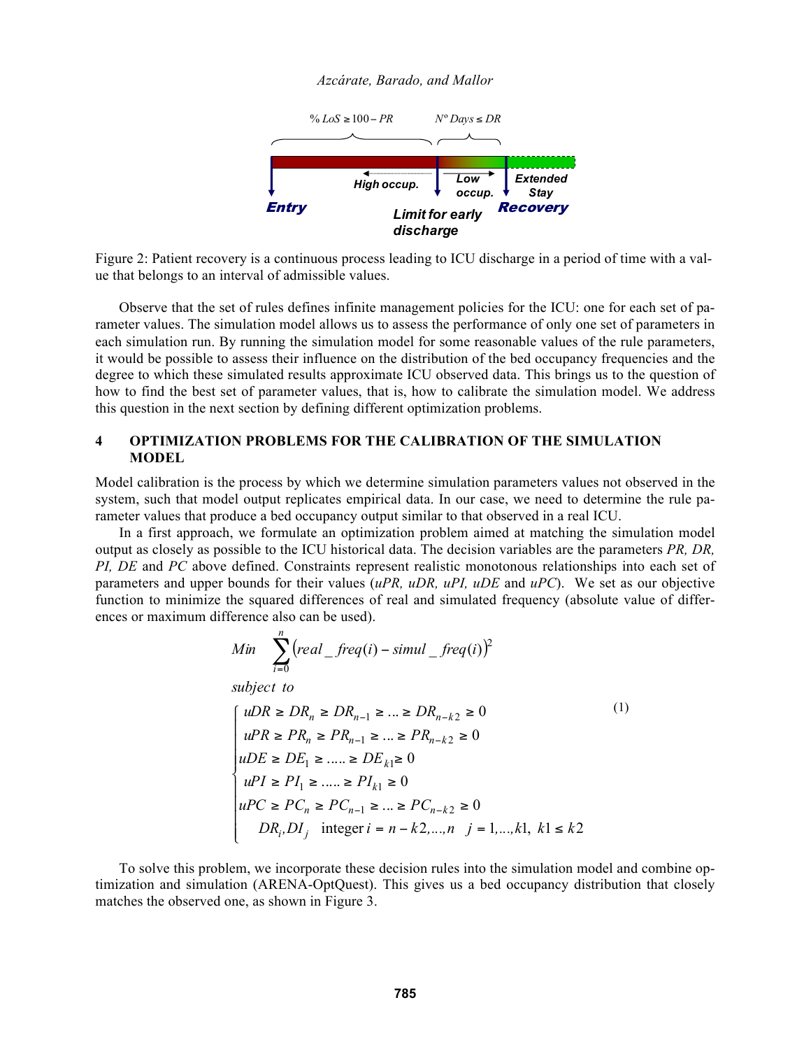$\% \, LoS \geq 100 - PR$ $N^{o} \, Days \leq DR$

High occup. Low occup. Extended Stay

Entry Limit for early discharge Recovery

Figure 2: Patient recovery is a continuous process leading to ICU discharge in a period of time with a value that belongs to an interval of admissible values.

Observe that the set of rules defines infinite management policies for the ICU: one for each set of parameter values. The simulation model allows us to assess the performance of only one set of parameters in each simulation run. By running the simulation model for some reasonable values of the rule parameters, it would be possible to assess their influence on the distribution of the bed occupancy frequencies and the degree to which these simulated results approximate ICU observed data. This brings us to the question of how to find the best set of parameter values, that is, how to calibrate the simulation model. We address this question in the next section by defining different optimization problems.

## 4 OPTIMIZATION PROBLEMS FOR THE CALIBRATION OF THE SIMULATION MODEL

Model calibration is the process by which we determine simulation parameters values not observed in the system, such that model output replicates empirical data. In our case, we need to determine the rule parameter values that produce a bed occupancy output similar to that observed in a real ICU.

In a first approach, we formulate an optimization problem aimed at matching the simulation model output as closely as possible to the ICU historical data. The decision variables are the parameters *PR, DR, PI, DE* and *PC* above defined. Constraints represent realistic monotonous relationships into each set of parameters and upper bounds for their values (*uPR, uDR, uPI, uDE* and *uPC*). We set as our objective function to minimize the squared differences of real and simulated frequency (absolute value of differences or maximum difference also can be used).

$$
\begin{aligned}
& Min \quad \sum_{i=0}^{n} \left( real\_freq(i) - simul\_freq(i) \right)^2 \\
& subject\ to \\
& \begin{cases}
uDR \geq DR_n \geq DR_{n-1} \geq \ldots \geq DR_{n-k2} \geq 0 \\
uPR \geq PR_n \geq PR_{n-1} \geq \ldots \geq PR_{n-k2} \geq 0 \\
uDE \geq DE_1 \geq \ldots\ldots \geq DE_{k1} \geq 0 \\
uPI \geq PI_1 \geq \ldots\ldots \geq PI_{k1} \geq 0 \\
uPC \geq PC_n \geq PC_{n-1} \geq \ldots \geq PC_{n-k2} \geq 0 \\
DR_i, DI_j \quad \text{integer } i = n-k2, \ldots, n \quad j = 1, \ldots, k1, \ k1 \leq k2
\end{cases}
\end{aligned}
\tag{1}
$$

To solve this problem, we incorporate these decision rules into the simulation model and combine optimization and simulation (ARENA-OptQuest). This gives us a bed occupancy distribution that closely matches the observed one, as shown in Figure 3.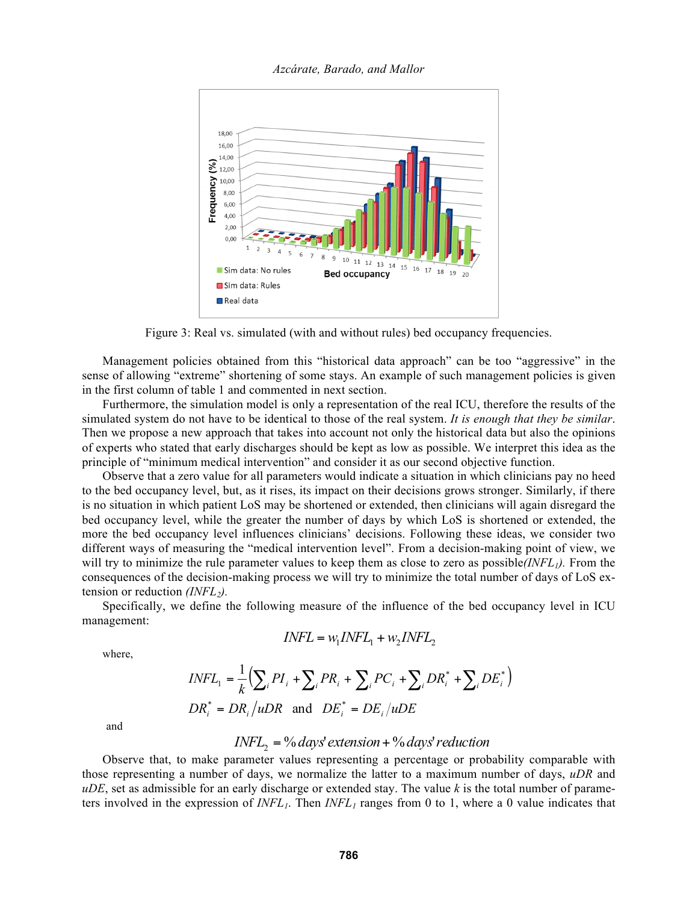Figure 3: Real vs. simulated (with and without rules) bed occupancy frequencies.

Management policies obtained from this "historical data approach" can be too "aggressive" in the sense of allowing "extreme" shortening of some stays. An example of such management policies is given in the first column of table 1 and commented in next section.

Furthermore, the simulation model is only a representation of the real ICU, therefore the results of the simulated system do not have to be identical to those of the real system. *It is enough that they be similar*. Then we propose a new approach that takes into account not only the historical data but also the opinions of experts who stated that early discharges should be kept as low as possible. We interpret this idea as the principle of "minimum medical intervention" and consider it as our second objective function.

Observe that a zero value for all parameters would indicate a situation in which clinicians pay no heed to the bed occupancy level, but, as it rises, its impact on their decisions grows stronger. Similarly, if there is no situation in which patient LoS may be shortened or extended, then clinicians will again disregard the bed occupancy level, while the greater the number of days by which LoS is shortened or extended, the more the bed occupancy level influences clinicians' decisions. Following these ideas, we consider two different ways of measuring the "medical intervention level". From a decision-making point of view, we will try to minimize the rule parameter values to keep them as close to zero as possible *($INFL_1$)*. From the consequences of the decision-making process we will try to minimize the total number of days of LoS extension or reduction *($INFL_2$)*.

Specifically, we define the following measure of the influence of the bed occupancy level in ICU management:

$$INFL = w_1 INFL_1 + w_2 INFL_2$$

where,

$$INFL_1 = \frac{1}{k}\left(\sum_i PI_i + \sum_i PR_i + \sum_i PC_i + \sum_i DR_i^* + \sum_i DE_i^*\right)$$

$$DR_i^* = DR_i / uDR \quad \text{and} \quad DE_i^* = DE_i / uDE$$

and

$$INFL_2 = \%\,days'\,extension + \%\,days'\,reduction$$

Observe that, to make parameter values representing a percentage or probability comparable with those representing a number of days, we normalize the latter to a maximum number of days, *uDR* and *uDE*, set as admissible for an early discharge or extended stay. The value *k* is the total number of parameters involved in the expression of $INFL_1$. Then $INFL_1$ ranges from 0 to 1, where a 0 value indicates that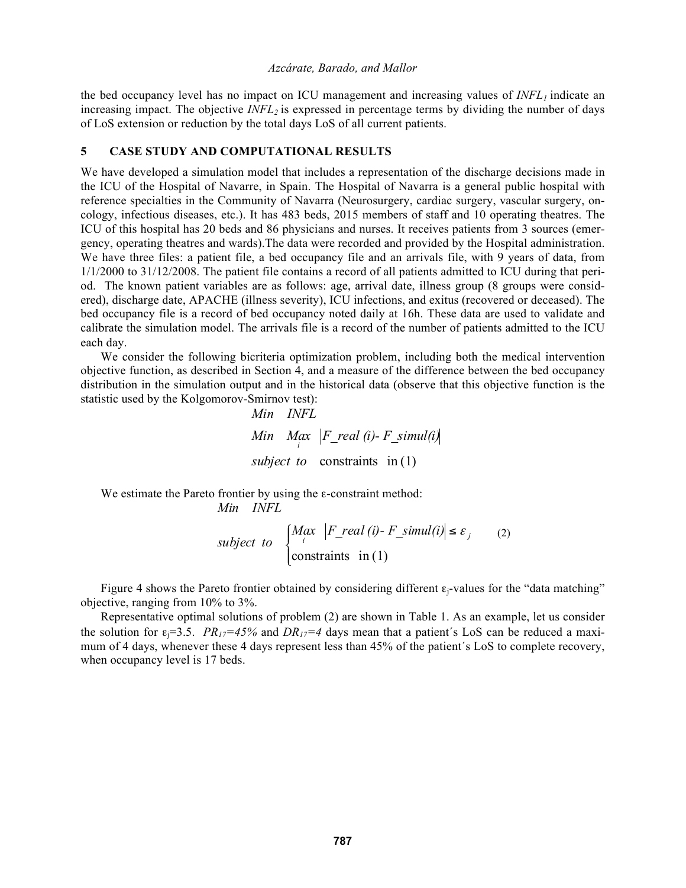the bed occupancy level has no impact on ICU management and increasing values of $INFL_1$ indicate an increasing impact. The objective $INFL_2$ is expressed in percentage terms by dividing the number of days of LoS extension or reduction by the total days LoS of all current patients.

## 5 CASE STUDY AND COMPUTATIONAL RESULTS

We have developed a simulation model that includes a representation of the discharge decisions made in the ICU of the Hospital of Navarre, in Spain. The Hospital of Navarra is a general public hospital with reference specialties in the Community of Navarra (Neurosurgery, cardiac surgery, vascular surgery, oncology, infectious diseases, etc.). It has 483 beds, 2015 members of staff and 10 operating theatres. The ICU of this hospital has 20 beds and 86 physicians and nurses. It receives patients from 3 sources (emergency, operating theatres and wards).The data were recorded and provided by the Hospital administration. We have three files: a patient file, a bed occupancy file and an arrivals file, with 9 years of data, from 1/1/2000 to 31/12/2008. The patient file contains a record of all patients admitted to ICU during that period. The known patient variables are as follows: age, arrival date, illness group (8 groups were considered), discharge date, APACHE (illness severity), ICU infections, and exitus (recovered or deceased). The bed occupancy file is a record of bed occupancy noted daily at 16h. These data are used to validate and calibrate the simulation model. The arrivals file is a record of the number of patients admitted to the ICU each day.

We consider the following bicriteria optimization problem, including both the medical intervention objective function, as described in Section 4, and a measure of the difference between the bed occupancy distribution in the simulation output and in the historical data (observe that this objective function is the statistic used by the Kolgomorov-Smirnov test):

$$
\begin{aligned}
&Min \quad INFL \\
&Min \quad \underset{i}{Max} \; \left| F\_real\,(i) - F\_simul(i) \right| \\
&subject\ to \quad \text{constraints} \quad \text{in}\,(1)
\end{aligned}
$$

We estimate the Pareto frontier by using the ε-constraint method:

$$
\begin{aligned}
&Min \quad INFL \\
&subject\ to \quad \begin{cases} \underset{i}{Max} \; \left| F\_real\,(i) - F\_simul(i) \right| \leq \varepsilon_j \\ \text{constraints} \quad \text{in}\,(1) \end{cases}
\end{aligned}
\qquad (2)
$$

Figure 4 shows the Pareto frontier obtained by considering different $\varepsilon_j$-values for the "data matching" objective, ranging from 10% to 3%.

Representative optimal solutions of problem (2) are shown in Table 1. As an example, let us consider the solution for $\varepsilon_j$=3.5. $PR_{17}$=45% and $DR_{17}$=4 days mean that a patient´s LoS can be reduced a maximum of 4 days, whenever these 4 days represent less than 45% of the patient´s LoS to complete recovery, when occupancy level is 17 beds.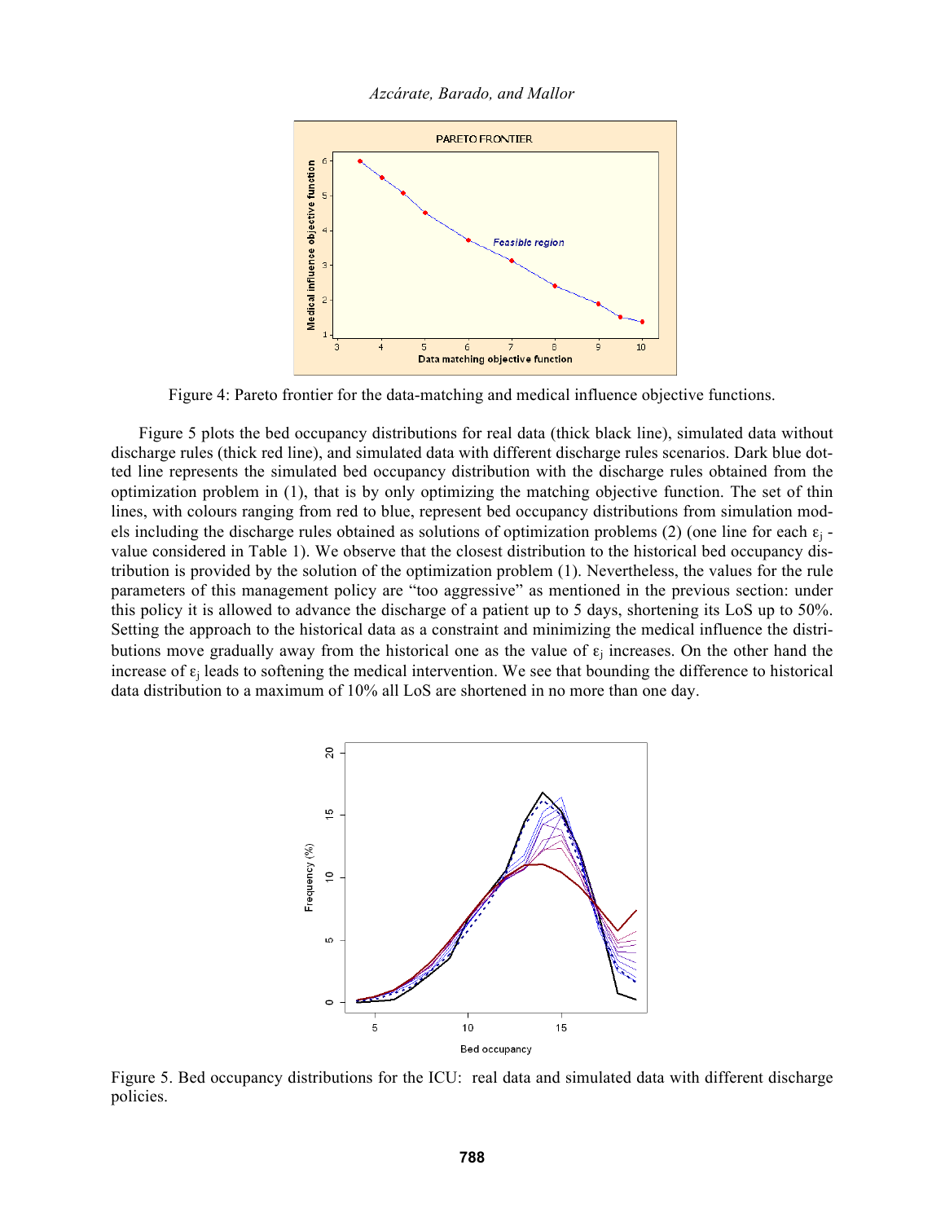Figure 4: Pareto frontier for the data-matching and medical influence objective functions.

Figure 5 plots the bed occupancy distributions for real data (thick black line), simulated data without discharge rules (thick red line), and simulated data with different discharge rules scenarios. Dark blue dotted line represents the simulated bed occupancy distribution with the discharge rules obtained from the optimization problem in (1), that is by only optimizing the matching objective function. The set of thin lines, with colours ranging from red to blue, represent bed occupancy distributions from simulation models including the discharge rules obtained as solutions of optimization problems (2) (one line for each $\varepsilon_j$ -value considered in Table 1). We observe that the closest distribution to the historical bed occupancy distribution is provided by the solution of the optimization problem (1). Nevertheless, the values for the rule parameters of this management policy are "too aggressive" as mentioned in the previous section: under this policy it is allowed to advance the discharge of a patient up to 5 days, shortening its LoS up to 50%. Setting the approach to the historical data as a constraint and minimizing the medical influence the distributions move gradually away from the historical one as the value of $\varepsilon_j$ increases. On the other hand the increase of $\varepsilon_j$ leads to softening the medical intervention. We see that bounding the difference to historical data distribution to a maximum of 10% all LoS are shortened in no more than one day.

Figure 5. Bed occupancy distributions for the ICU: real data and simulated data with different discharge policies.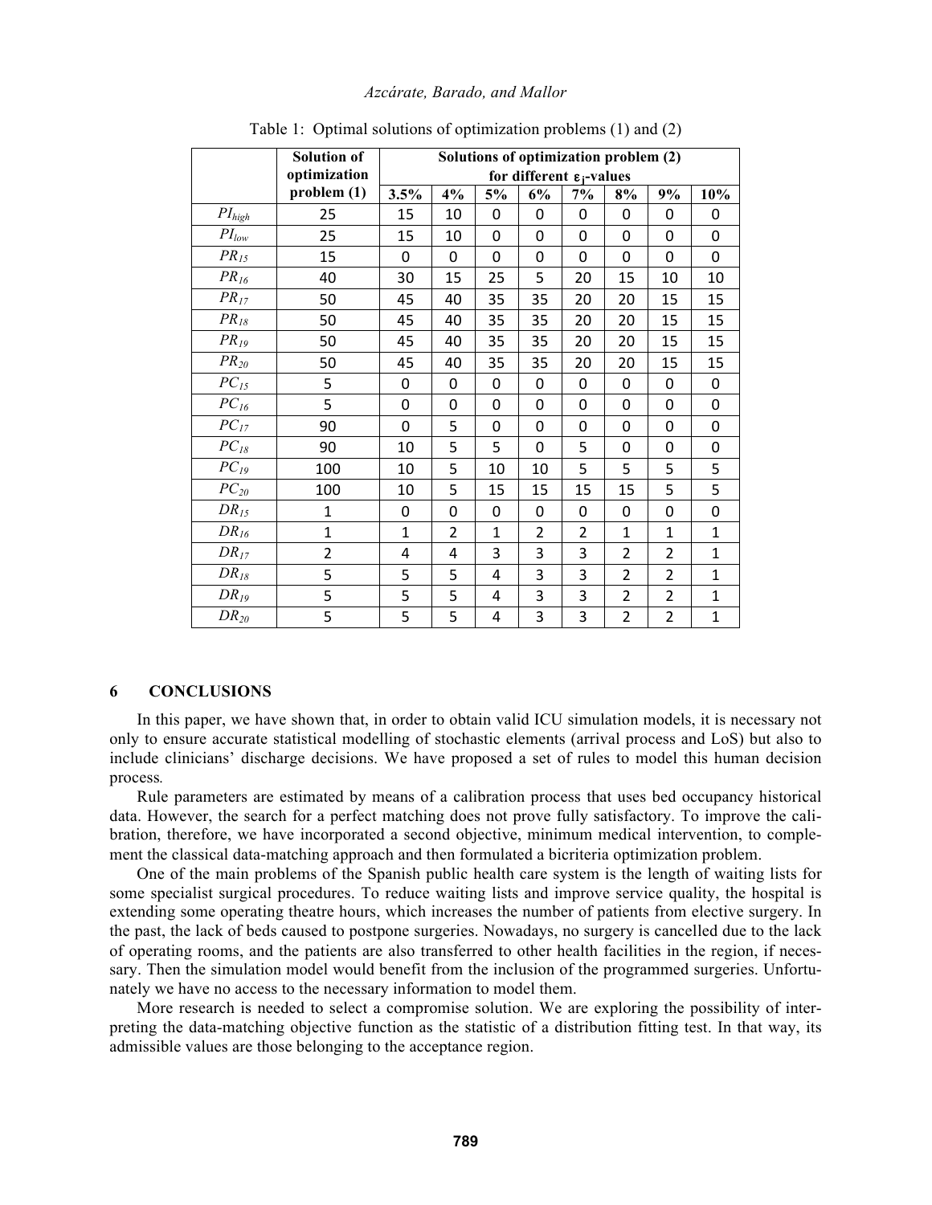Table 1: Optimal solutions of optimization problems (1) and (2)

| | Solution of optimization problem (1) | Solutions of optimization problem (2) for different $\varepsilon_j$-values | | | | | | | |
|---|---|---|---|---|---|---|---|---|---|
| | | 3.5% | 4% | 5% | 6% | 7% | 8% | 9% | 10% |
| $PI_{high}$ | 25 | 15 | 10 | 0 | 0 | 0 | 0 | 0 | 0 |
| $PI_{low}$ | 25 | 15 | 10 | 0 | 0 | 0 | 0 | 0 | 0 |
| $PR_{15}$ | 15 | 0 | 0 | 0 | 0 | 0 | 0 | 0 | 0 |
| $PR_{16}$ | 40 | 30 | 15 | 25 | 5 | 20 | 15 | 10 | 10 |
| $PR_{17}$ | 50 | 45 | 40 | 35 | 35 | 20 | 20 | 15 | 15 |
| $PR_{18}$ | 50 | 45 | 40 | 35 | 35 | 20 | 20 | 15 | 15 |
| $PR_{19}$ | 50 | 45 | 40 | 35 | 35 | 20 | 20 | 15 | 15 |
| $PR_{20}$ | 50 | 45 | 40 | 35 | 35 | 20 | 20 | 15 | 15 |
| $PC_{15}$ | 5 | 0 | 0 | 0 | 0 | 0 | 0 | 0 | 0 |
| $PC_{16}$ | 5 | 0 | 0 | 0 | 0 | 0 | 0 | 0 | 0 |
| $PC_{17}$ | 90 | 0 | 5 | 0 | 0 | 0 | 0 | 0 | 0 |
| $PC_{18}$ | 90 | 10 | 5 | 5 | 0 | 5 | 0 | 0 | 0 |
| $PC_{19}$ | 100 | 10 | 5 | 10 | 10 | 5 | 5 | 5 | 5 |
| $PC_{20}$ | 100 | 10 | 5 | 15 | 15 | 15 | 15 | 5 | 5 |
| $DR_{15}$ | 1 | 0 | 0 | 0 | 0 | 0 | 0 | 0 | 0 |
| $DR_{16}$ | 1 | 1 | 2 | 1 | 2 | 2 | 1 | 1 | 1 |
| $DR_{17}$ | 2 | 4 | 4 | 3 | 3 | 3 | 2 | 2 | 1 |
| $DR_{18}$ | 5 | 5 | 5 | 4 | 3 | 3 | 2 | 2 | 1 |
| $DR_{19}$ | 5 | 5 | 5 | 4 | 3 | 3 | 2 | 2 | 1 |
| $DR_{20}$ | 5 | 5 | 5 | 4 | 3 | 3 | 2 | 2 | 1 |

## 6 CONCLUSIONS

In this paper, we have shown that, in order to obtain valid ICU simulation models, it is necessary not only to ensure accurate statistical modelling of stochastic elements (arrival process and LoS) but also to include clinicians' discharge decisions. We have proposed a set of rules to model this human decision process.

Rule parameters are estimated by means of a calibration process that uses bed occupancy historical data. However, the search for a perfect matching does not prove fully satisfactory. To improve the calibration, therefore, we have incorporated a second objective, minimum medical intervention, to complement the classical data-matching approach and then formulated a bicriteria optimization problem.

One of the main problems of the Spanish public health care system is the length of waiting lists for some specialist surgical procedures. To reduce waiting lists and improve service quality, the hospital is extending some operating theatre hours, which increases the number of patients from elective surgery. In the past, the lack of beds caused to postpone surgeries. Nowadays, no surgery is cancelled due to the lack of operating rooms, and the patients are also transferred to other health facilities in the region, if necessary. Then the simulation model would benefit from the inclusion of the programmed surgeries. Unfortunately we have no access to the necessary information to model them.

More research is needed to select a compromise solution. We are exploring the possibility of interpreting the data-matching objective function as the statistic of a distribution fitting test. In that way, its admissible values are those belonging to the acceptance region.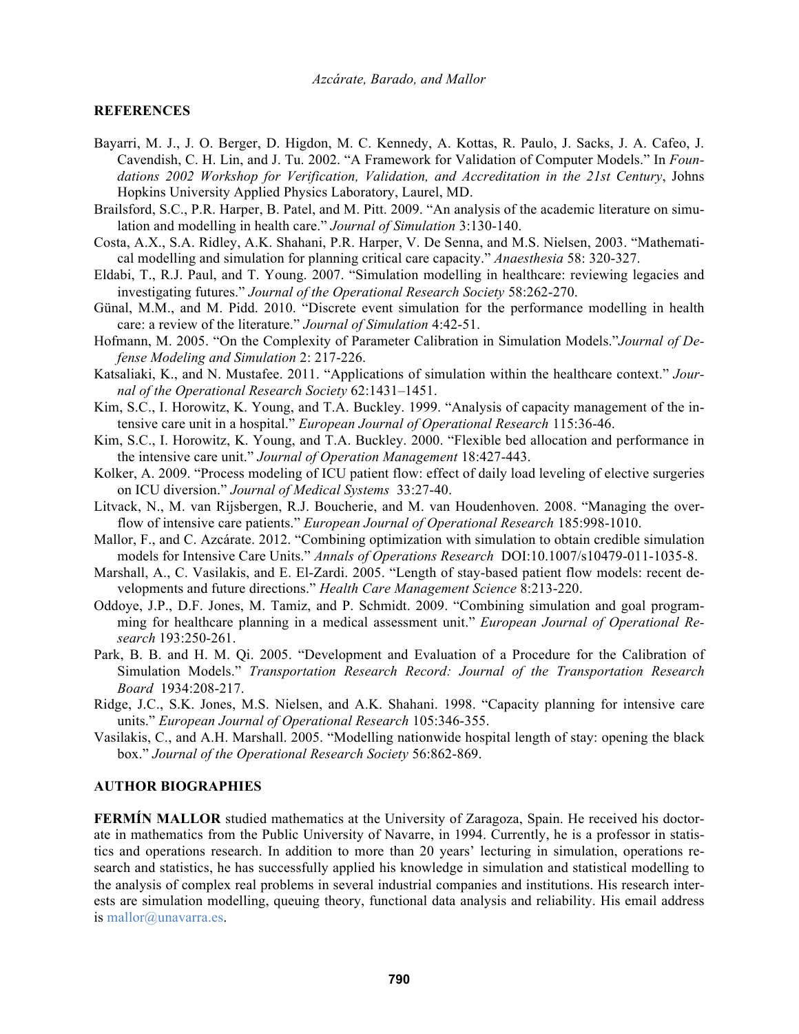## REFERENCES

Bayarri, M. J., J. O. Berger, D. Higdon, M. C. Kennedy, A. Kottas, R. Paulo, J. Sacks, J. A. Cafeo, J. Cavendish, C. H. Lin, and J. Tu. 2002. "A Framework for Validation of Computer Models." In *Foundations 2002 Workshop for Verification, Validation, and Accreditation in the 21st Century*, Johns Hopkins University Applied Physics Laboratory, Laurel, MD.

Brailsford, S.C., P.R. Harper, B. Patel, and M. Pitt. 2009. "An analysis of the academic literature on simulation and modelling in health care." *Journal of Simulation* 3:130-140.

Costa, A.X., S.A. Ridley, A.K. Shahani, P.R. Harper, V. De Senna, and M.S. Nielsen, 2003. "Mathematical modelling and simulation for planning critical care capacity." *Anaesthesia* 58: 320-327.

Eldabi, T., R.J. Paul, and T. Young. 2007. "Simulation modelling in healthcare: reviewing legacies and investigating futures." *Journal of the Operational Research Society* 58:262-270.

Günal, M.M., and M. Pidd. 2010. "Discrete event simulation for the performance modelling in health care: a review of the literature." *Journal of Simulation* 4:42-51.

Hofmann, M. 2005. "On the Complexity of Parameter Calibration in Simulation Models."*Journal of Defense Modeling and Simulation* 2: 217-226.

Katsaliaki, K., and N. Mustafee. 2011. "Applications of simulation within the healthcare context." *Journal of the Operational Research Society* 62:1431–1451.

Kim, S.C., I. Horowitz, K. Young, and T.A. Buckley. 1999. "Analysis of capacity management of the intensive care unit in a hospital." *European Journal of Operational Research* 115:36-46.

Kim, S.C., I. Horowitz, K. Young, and T.A. Buckley. 2000. "Flexible bed allocation and performance in the intensive care unit." *Journal of Operation Management* 18:427-443.

Kolker, A. 2009. "Process modeling of ICU patient flow: effect of daily load leveling of elective surgeries on ICU diversion." *Journal of Medical Systems* 33:27-40.

Litvack, N., M. van Rijsbergen, R.J. Boucherie, and M. van Houdenhoven. 2008. "Managing the overflow of intensive care patients." *European Journal of Operational Research* 185:998-1010.

Mallor, F., and C. Azcárate. 2012. "Combining optimization with simulation to obtain credible simulation models for Intensive Care Units." *Annals of Operations Research* DOI:10.1007/s10479-011-1035-8.

Marshall, A., C. Vasilakis, and E. El-Zardi. 2005. "Length of stay-based patient flow models: recent developments and future directions." *Health Care Management Science* 8:213-220.

Oddoye, J.P., D.F. Jones, M. Tamiz, and P. Schmidt. 2009. "Combining simulation and goal programming for healthcare planning in a medical assessment unit." *European Journal of Operational Research* 193:250-261.

Park, B. B. and H. M. Qi. 2005. "Development and Evaluation of a Procedure for the Calibration of Simulation Models." *Transportation Research Record: Journal of the Transportation Research Board* 1934:208-217.

Ridge, J.C., S.K. Jones, M.S. Nielsen, and A.K. Shahani. 1998. "Capacity planning for intensive care units." *European Journal of Operational Research* 105:346-355.

Vasilakis, C., and A.H. Marshall. 2005. "Modelling nationwide hospital length of stay: opening the black box." *Journal of the Operational Research Society* 56:862-869.

## AUTHOR BIOGRAPHIES

**FERMÍN MALLOR** studied mathematics at the University of Zaragoza, Spain. He received his doctorate in mathematics from the Public University of Navarre, in 1994. Currently, he is a professor in statistics and operations research. In addition to more than 20 years' lecturing in simulation, operations research and statistics, he has successfully applied his knowledge in simulation and statistical modelling to the analysis of complex real problems in several industrial companies and institutions. His research interests are simulation modelling, queuing theory, functional data analysis and reliability. His email address is mallor@unavarra.es.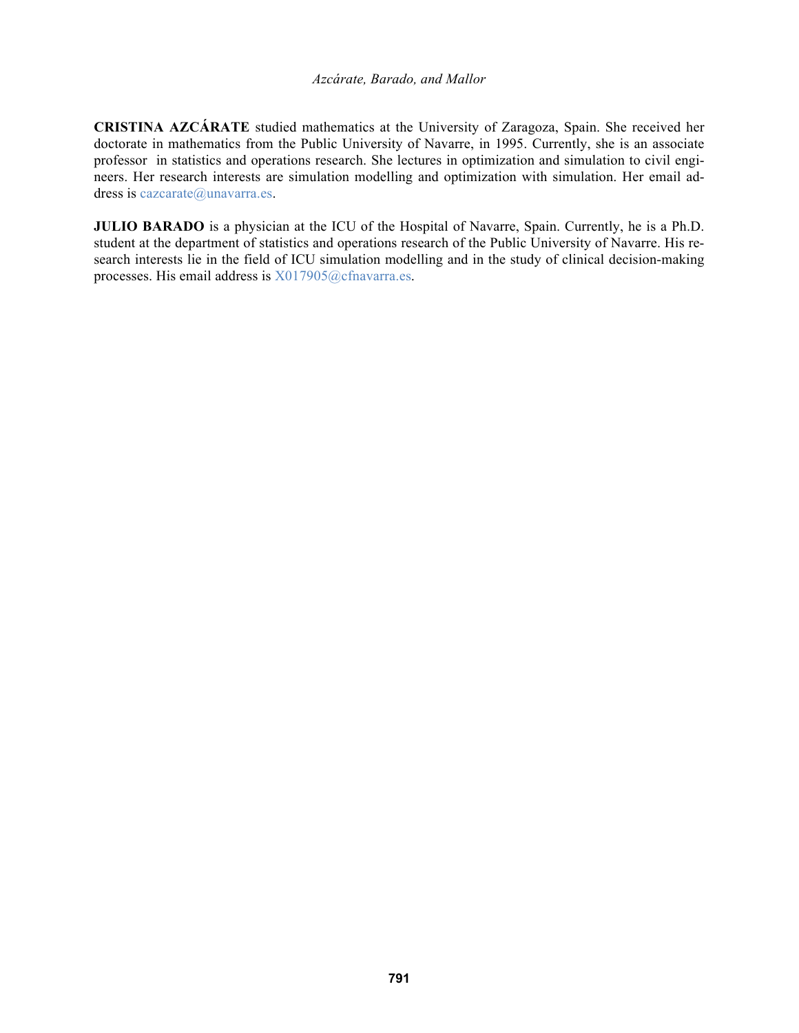**CRISTINA AZCÁRATE** studied mathematics at the University of Zaragoza, Spain. She received her doctorate in mathematics from the Public University of Navarre, in 1995. Currently, she is an associate professor in statistics and operations research. She lectures in optimization and simulation to civil engineers. Her research interests are simulation modelling and optimization with simulation. Her email address is cazcarate@unavarra.es.

**JULIO BARADO** is a physician at the ICU of the Hospital of Navarre, Spain. Currently, he is a Ph.D. student at the department of statistics and operations research of the Public University of Navarre. His research interests lie in the field of ICU simulation modelling and in the study of clinical decision-making processes. His email address is X017905@cfnavarra.es.